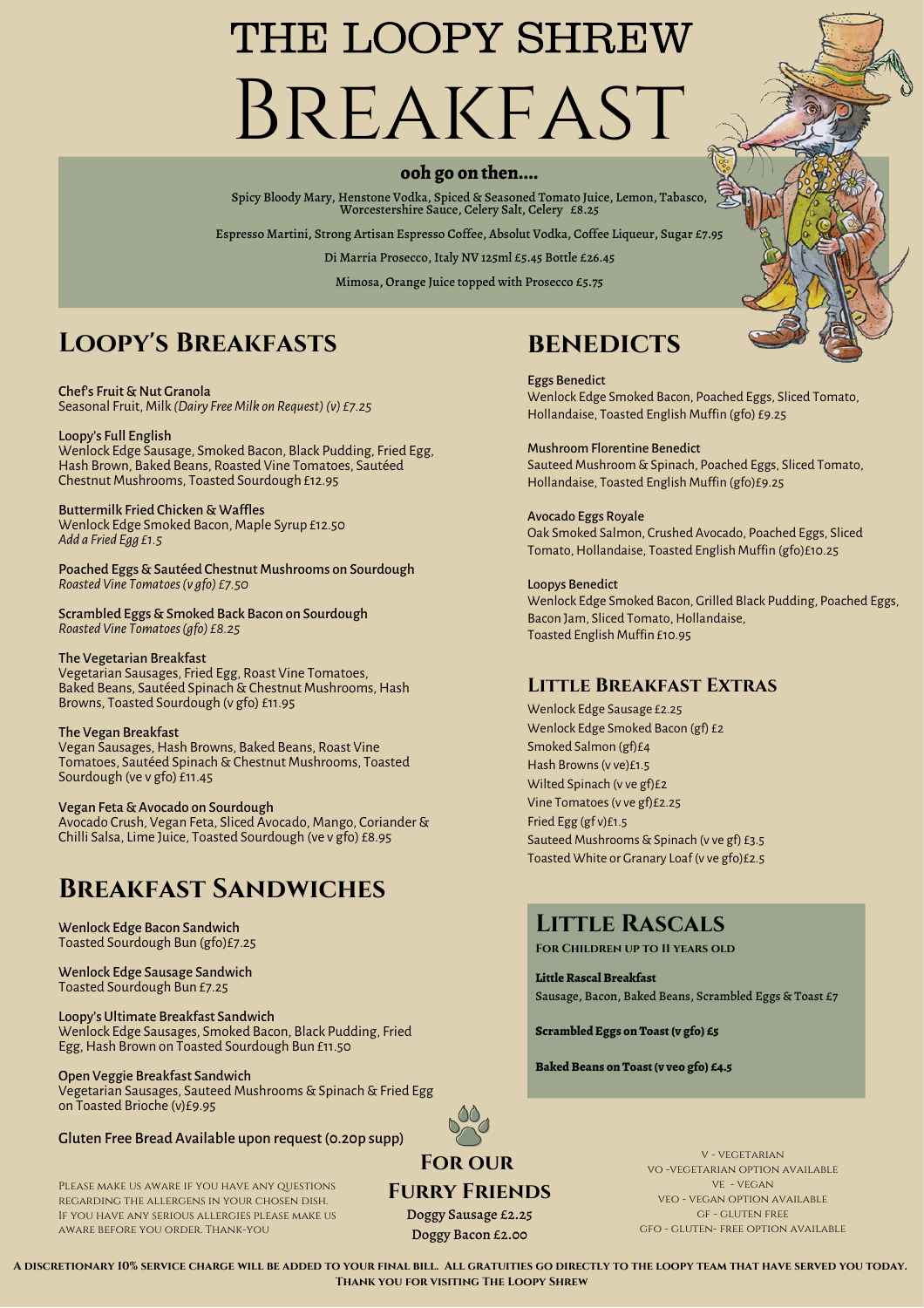# THE LOOPY SHREW
# Breakfast

**ooh go on then....**

Spicy Bloody Mary, Henstone Vodka, Spiced & Seasoned Tomato Juice, Lemon, Tabasco, Worcestershire Sauce, Celery Salt, Celery £8.25

Espresso Martini, Strong Artisan Espresso Coffee, Absolut Vodka, Coffee Liqueur, Sugar £7.95

Di Marria Prosecco, Italy NV 125ml £5.45 Bottle £26.45

Mimosa, Orange Juice topped with Prosecco £5.75

## Loopy's Breakfasts

Chef's Fruit & Nut Granola
Seasonal Fruit, Milk *(Dairy Free Milk on Request) (v) £7.25*

Loopy's Full English
Wenlock Edge Sausage, Smoked Bacon, Black Pudding, Fried Egg, Hash Brown, Baked Beans, Roasted Vine Tomatoes, Sautéed Chestnut Mushrooms, Toasted Sourdough £12.95

Buttermilk Fried Chicken & Waffles
Wenlock Edge Smoked Bacon, Maple Syrup £12.50
*Add a Fried Egg £1.5*

Poached Eggs & Sautéed Chestnut Mushrooms on Sourdough
*Roasted Vine Tomatoes (v gfo) £7.50*

Scrambled Eggs & Smoked Back Bacon on Sourdough
*Roasted Vine Tomatoes (gfo) £8.25*

The Vegetarian Breakfast
Vegetarian Sausages, Fried Egg, Roast Vine Tomatoes, Baked Beans, Sautéed Spinach & Chestnut Mushrooms, Hash Browns, Toasted Sourdough (v gfo) £11.95

The Vegan Breakfast
Vegan Sausages, Hash Browns, Baked Beans, Roast Vine Tomatoes, Sautéed Spinach & Chestnut Mushrooms, Toasted Sourdough (ve v gfo) £11.45

Vegan Feta & Avocado on Sourdough
Avocado Crush, Vegan Feta, Sliced Avocado, Mango, Coriander & Chilli Salsa, Lime Juice, Toasted Sourdough (ve v gfo) £8.95

## Breakfast Sandwiches

Wenlock Edge Bacon Sandwich
Toasted Sourdough Bun (gfo)£7.25

Wenlock Edge Sausage Sandwich
Toasted Sourdough Bun £7.25

Loopy's Ultimate Breakfast Sandwich
Wenlock Edge Sausages, Smoked Bacon, Black Pudding, Fried Egg, Hash Brown on Toasted Sourdough Bun £11.50

Open Veggie Breakfast Sandwich
Vegetarian Sausages, Sauteed Mushrooms & Spinach & Fried Egg on Toasted Brioche (v)£9.95

Gluten Free Bread Available upon request (0.20p supp)

## Benedicts

Eggs Benedict
Wenlock Edge Smoked Bacon, Poached Eggs, Sliced Tomato, Hollandaise, Toasted English Muffin (gfo) £9.25

Mushroom Florentine Benedict
Sauteed Mushroom & Spinach, Poached Eggs, Sliced Tomato, Hollandaise, Toasted English Muffin (gfo)£9.25

Avocado Eggs Royale
Oak Smoked Salmon, Crushed Avocado, Poached Eggs, Sliced Tomato, Hollandaise, Toasted English Muffin (gfo)£10.25

Loopys Benedict
Wenlock Edge Smoked Bacon, Grilled Black Pudding, Poached Eggs, Bacon Jam, Sliced Tomato, Hollandaise, Toasted English Muffin £10.95

## Little Breakfast Extras

Wenlock Edge Sausage £2.25
Wenlock Edge Smoked Bacon (gf) £2
Smoked Salmon (gf)£4
Hash Browns (v ve)£1.5
Wilted Spinach (v ve gf)£2
Vine Tomatoes (v ve gf)£2.25
Fried Egg (gf v)£1.5
Sauteed Mushrooms & Spinach (v ve gf) £3.5
Toasted White or Granary Loaf (v ve gfo)£2.5

## Little Rascals

**For Children up to 11 years old**

**Little Rascal Breakfast**
Sausage, Bacon, Baked Beans, Scrambled Eggs & Toast £7

**Scrambled Eggs on Toast (v gfo) £5**

**Baked Beans on Toast (v veo gfo) £4.5**

Please make us aware if you have any questions regarding the allergens in your chosen dish. If you have any serious allergies please make us aware before you order. Thank-you

## For our Furry Friends

Doggy Sausage £2.25
Doggy Bacon £2.00

V - Vegetarian
VO -Vegetarian option available
VE - Vegan
VEO - Vegan option available
GF - Gluten free
GFO - Gluten- free option available

**A discretionary 10% service charge will be added to your final bill. All gratuities go directly to the Loopy team that have served you today. Thank you for visiting The Loopy Shrew**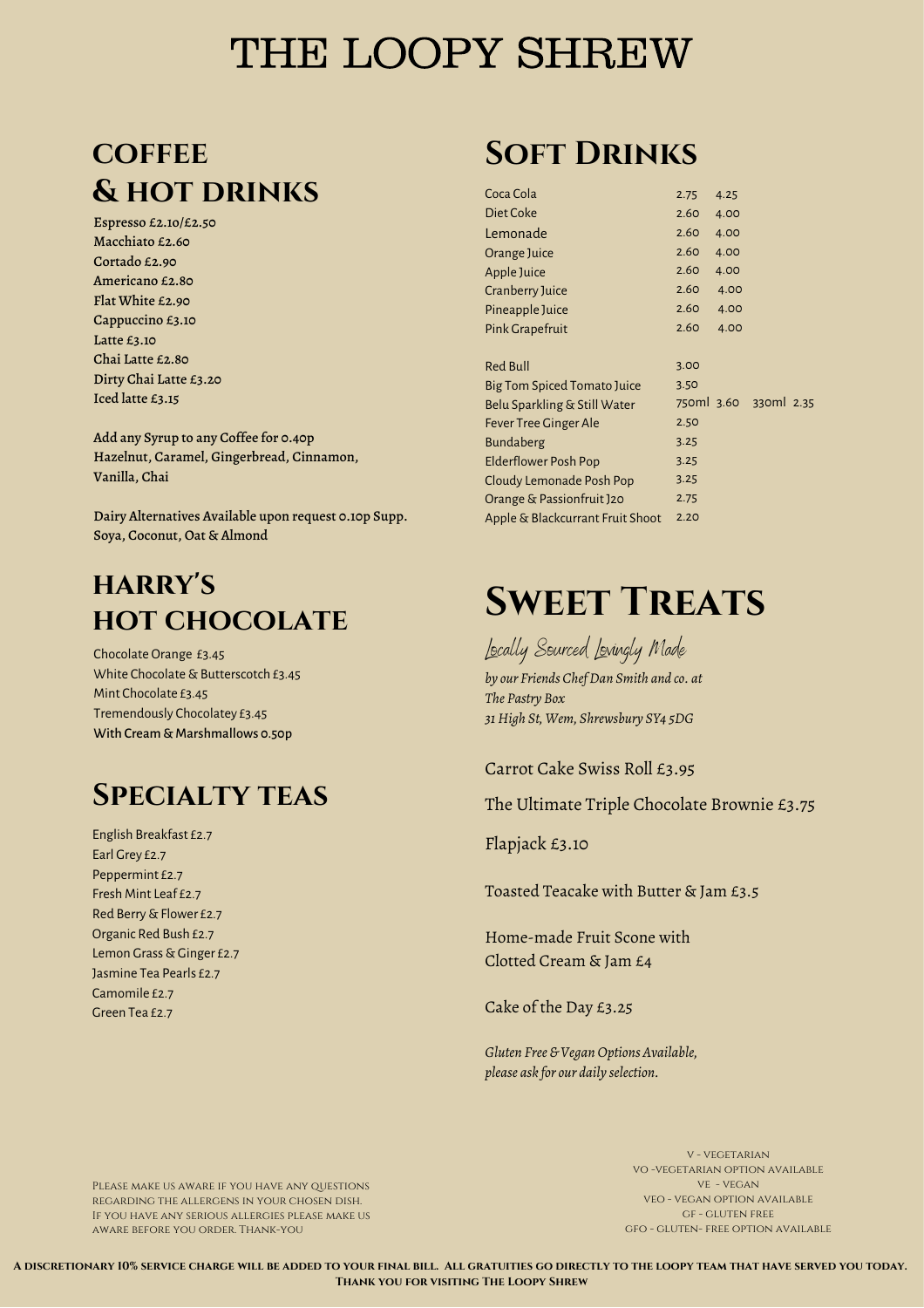# THE LOOPY SHREW

## COFFEE & HOT DRINKS

Espresso £2.10/£2.50
Macchiato £2.60
Cortado £2.90
Americano £2.80
Flat White £2.90
Cappuccino £3.10
Latte £3.10
Chai Latte £2.80
Dirty Chai Latte £3.20
Iced latte £3.15

Add any Syrup to any Coffee for 0.40p
Hazelnut, Caramel, Gingerbread, Cinnamon, Vanilla, Chai

Dairy Alternatives Available upon request 0.10p Supp.
Soya, Coconut, Oat & Almond

## HARRY'S HOT CHOCOLATE

Chocolate Orange £3.45
White Chocolate & Butterscotch £3.45
Mint Chocolate £3.45
Tremendously Chocolatey £3.45
With Cream & Marshmallows 0.50p

## Specialty Teas

English Breakfast £2.7
Earl Grey £2.7
Peppermint £2.7
Fresh Mint Leaf £2.7
Red Berry & Flower £2.7
Organic Red Bush £2.7
Lemon Grass & Ginger £2.7
Jasmine Tea Pearls £2.7
Camomile £2.7
Green Tea £2.7

## Soft Drinks

| | | |
|---|---|---|
| Coca Cola | 2.75 | 4.25 |
| Diet Coke | 2.60 | 4.00 |
| Lemonade | 2.60 | 4.00 |
| Orange Juice | 2.60 | 4.00 |
| Apple Juice | 2.60 | 4.00 |
| Cranberry Juice | 2.60 | 4.00 |
| Pineapple Juice | 2.60 | 4.00 |
| Pink Grapefruit | 2.60 | 4.00 |

| | |
|---|---|
| Red Bull | 3.00 |
| Big Tom Spiced Tomato Juice | 3.50 |
| Belu Sparkling & Still Water | 750ml 3.60 330ml 2.35 |
| Fever Tree Ginger Ale | 2.50 |
| Bundaberg | 3.25 |
| Elderflower Posh Pop | 3.25 |
| Cloudy Lemonade Posh Pop | 3.25 |
| Orange & Passionfruit J20 | 2.75 |
| Apple & Blackcurrant Fruit Shoot | 2.20 |

## Sweet Treats

Locally Sourced Lovingly Made

*by our Friends Chef Dan Smith and co. at*
*The Pastry Box*
*31 High St, Wem, Shrewsbury SY4 5DG*

Carrot Cake Swiss Roll £3.95

The Ultimate Triple Chocolate Brownie £3.75

Flapjack £3.10

Toasted Teacake with Butter & Jam £3.5

Home-made Fruit Scone with Clotted Cream & Jam £4

Cake of the Day £3.25

*Gluten Free & Vegan Options Available, please ask for our daily selection.*

Please make us aware if you have any questions regarding the allergens in your chosen dish. If you have any serious allergies please make us aware before you order. Thank-you

V - Vegetarian
VO - Vegetarian option available
VE - Vegan
VEO - Vegan option available
GF - Gluten free
GFO - Gluten- free option available

**A discretionary 10% service charge will be added to your final bill. All gratuities go directly to the Loopy team that have served you today. Thank you for visiting The Loopy Shrew**